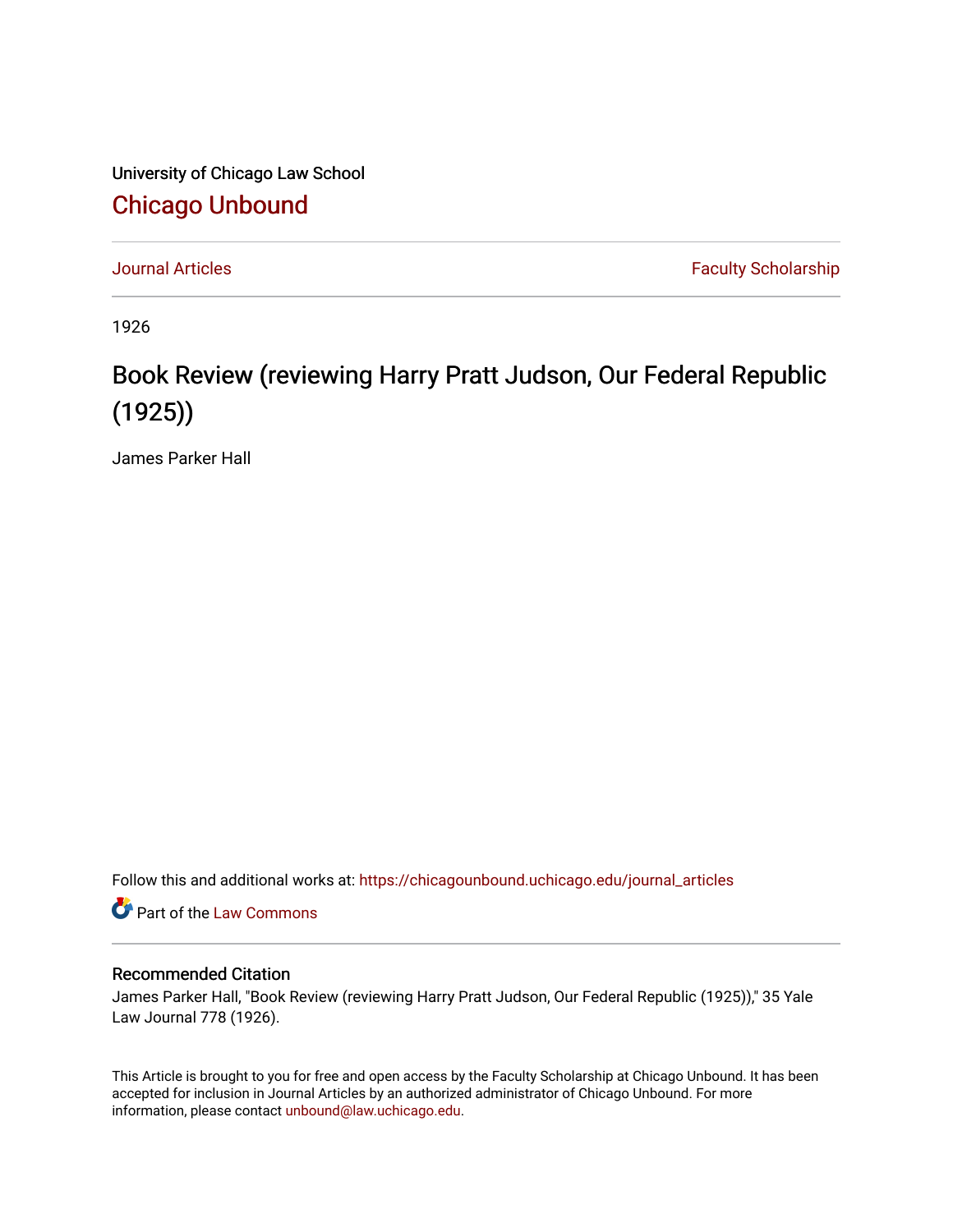University of Chicago Law School

## Chicago Unbound

Journal Articles | Faculty Scholarship

1926

# Book Review (reviewing Harry Pratt Judson, Our Federal Republic (1925))

James Parker Hall

Follow this and additional works at: https://chicagounbound.uchicago.edu/journal_articles

Part of the Law Commons

### Recommended Citation

James Parker Hall, "Book Review (reviewing Harry Pratt Judson, Our Federal Republic (1925))," 35 Yale Law Journal 778 (1926).

This Article is brought to you for free and open access by the Faculty Scholarship at Chicago Unbound. It has been accepted for inclusion in Journal Articles by an authorized administrator of Chicago Unbound. For more information, please contact unbound@law.uchicago.edu.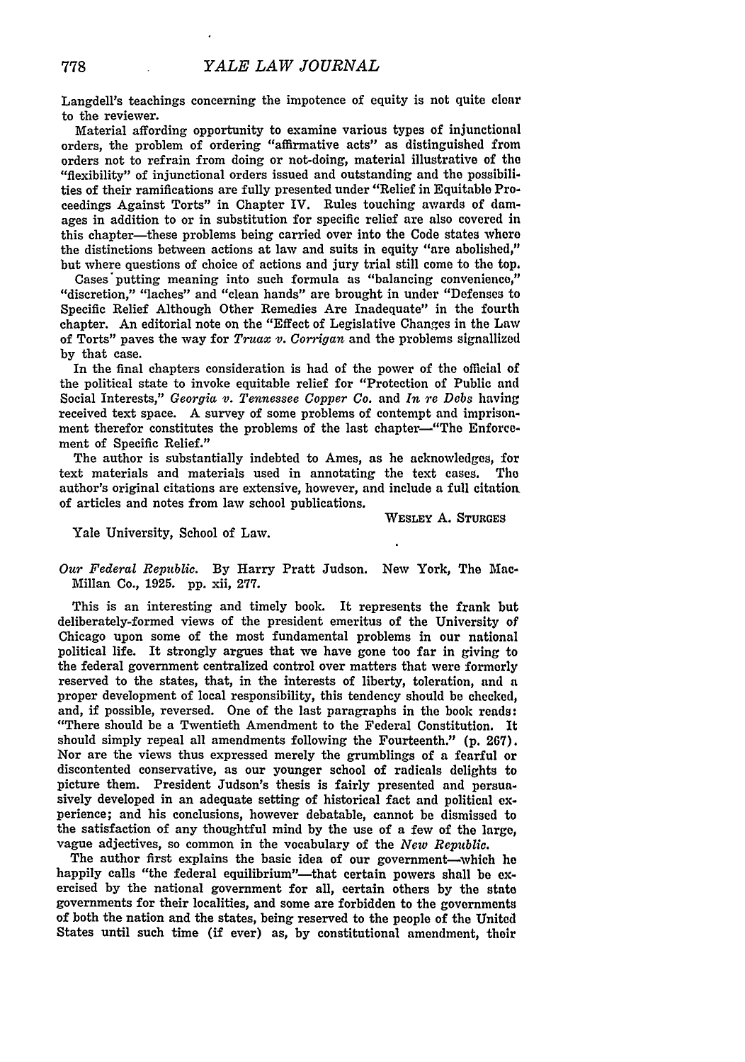Langdell's teachings concerning the impotence of equity is not quite clear to the reviewer.

Material affording opportunity to examine various types of injunctional orders, the problem of ordering "affirmative acts" as distinguished from orders not to refrain from doing or not-doing, material illustrative of the "flexibility" of injunctional orders issued and outstanding and the possibilities of their ramifications are fully presented under "Relief in Equitable Proceedings Against Torts" in Chapter IV. Rules touching awards of damages in addition to or in substitution for specific relief are also covered in this chapter—these problems being carried over into the Code states where the distinctions between actions at law and suits in equity "are abolished," but where questions of choice of actions and jury trial still come to the top.

Cases putting meaning into such formula as "balancing convenience," "discretion," "laches" and "clean hands" are brought in under "Defenses to Specific Relief Although Other Remedies Are Inadequate" in the fourth chapter. An editorial note on the "Effect of Legislative Changes in the Law of Torts" paves the way for *Truax v. Corrigan* and the problems signallized by that case.

In the final chapters consideration is had of the power of the official of the political state to invoke equitable relief for "Protection of Public and Social Interests," *Georgia v. Tennessee Copper Co.* and *In re Debs* having received text space. A survey of some problems of contempt and imprisonment therefor constitutes the problems of the last chapter—"The Enforcement of Specific Relief."

The author is substantially indebted to Ames, as he acknowledges, for text materials and materials used in annotating the text cases. The author's original citations are extensive, however, and include a full citation of articles and notes from law school publications.

WESLEY A. STURGES

Yale University, School of Law.

*Our Federal Republic.* By Harry Pratt Judson. New York, The MacMillan Co., 1925. pp. xii, 277.

This is an interesting and timely book. It represents the frank but deliberately-formed views of the president emeritus of the University of Chicago upon some of the most fundamental problems in our national political life. It strongly argues that we have gone too far in giving to the federal government centralized control over matters that were formerly reserved to the states, that, in the interests of liberty, toleration, and a proper development of local responsibility, this tendency should be checked, and, if possible, reversed. One of the last paragraphs in the book reads: "There should be a Twentieth Amendment to the Federal Constitution. It should simply repeal all amendments following the Fourteenth." (p. 267). Nor are the views thus expressed merely the grumblings of a fearful or discontented conservative, as our younger school of radicals delights to picture them. President Judson's thesis is fairly presented and persuasively developed in an adequate setting of historical fact and political experience; and his conclusions, however debatable, cannot be dismissed to the satisfaction of any thoughtful mind by the use of a few of the large, vague adjectives, so common in the vocabulary of the *New Republic.*

The author first explains the basic idea of our government—which he happily calls "the federal equilibrium"—that certain powers shall be exercised by the national government for all, certain others by the state governments for their localities, and some are forbidden to the governments of both the nation and the states, being reserved to the people of the United States until such time (if ever) as, by constitutional amendment, their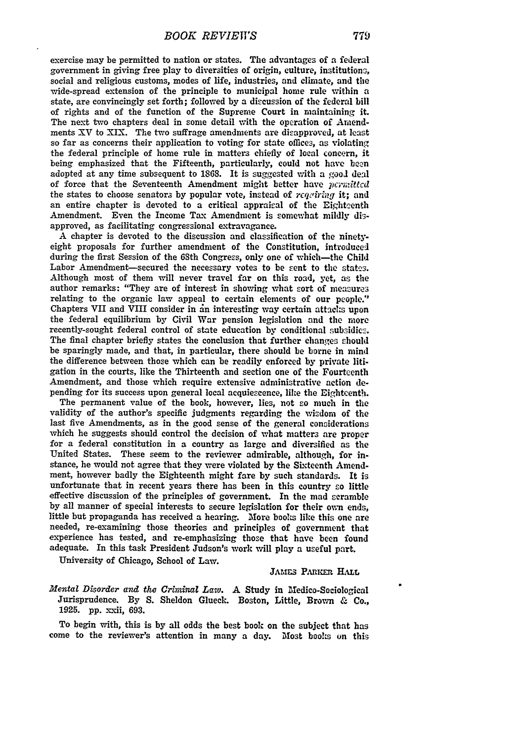exercise may be permitted to nation or states. The advantages of a federal government in giving free play to diversities of origin, culture, institutions, social and religious customs, modes of life, industries, and climate, and the wide-spread extension of the principle to municipal home rule within a state, are convincingly set forth; followed by a discussion of the federal bill of rights and of the function of the Supreme Court in maintaining it. The next two chapters deal in some detail with the operation of Amendments XV to XIX. The two suffrage amendments are disapproved, at least so far as concerns their application to voting for state offices, as violating the federal principle of home rule in matters chiefly of local concern, it being emphasized that the Fifteenth, particularly, could not have been adopted at any time subsequent to 1868. It is suggested with a good deal of force that the Seventeenth Amendment might better have *permitted* the states to choose senators by popular vote, instead of *requiring* it; and an entire chapter is devoted to a critical appraisal of the Eighteenth Amendment. Even the Income Tax Amendment is somewhat mildly disapproved, as facilitating congressional extravagance.

A chapter is devoted to the discussion and classification of the ninety-eight proposals for further amendment of the Constitution, introduced during the first Session of the 68th Congress, only one of which—the Child Labor Amendment—secured the necessary votes to be sent to the states. Although most of them will never travel far on this road, yet, as the author remarks: "They are of interest in showing what sort of measures relating to the organic law appeal to certain elements of our people." Chapters VII and VIII consider in an interesting way certain attacks upon the federal equilibrium by Civil War pension legislation and the more recently-sought federal control of state education by conditional subsidies. The final chapter briefly states the conclusion that further changes should be sparingly made, and that, in particular, there should be borne in mind the difference between those which can be readily enforced by private litigation in the courts, like the Thirteenth and section one of the Fourteenth Amendment, and those which require extensive administrative action depending for its success upon general local acquiescence, like the Eighteenth.

The permanent value of the book, however, lies, not so much in the validity of the author's specific judgments regarding the wisdom of the last five Amendments, as in the good sense of the general considerations which he suggests should control the decision of what matters are proper for a federal constitution in a country as large and diversified as the United States. These seem to the reviewer admirable, although, for instance, he would not agree that they were violated by the Sixteenth Amendment, however badly the Eighteenth might fare by such standards. It is unfortunate that in recent years there has been in this country so little effective discussion of the principles of government. In the mad scramble by all manner of special interests to secure legislation for their own ends, little but propaganda has received a hearing. More books like this one are needed, re-examining those theories and principles of government that experience has tested, and re-emphasizing those that have been found adequate. In this task President Judson's work will play a useful part.

University of Chicago, School of Law.

JAMES PARKER HALL

*Mental Disorder and the Criminal Law.* A Study in Medico-Sociological Jurisprudence. By S. Sheldon Glueck. Boston, Little, Brown & Co., 1925. pp. xxii, 693.

To begin with, this is by all odds the best book on the subject that has come to the reviewer's attention in many a day. Most books on this